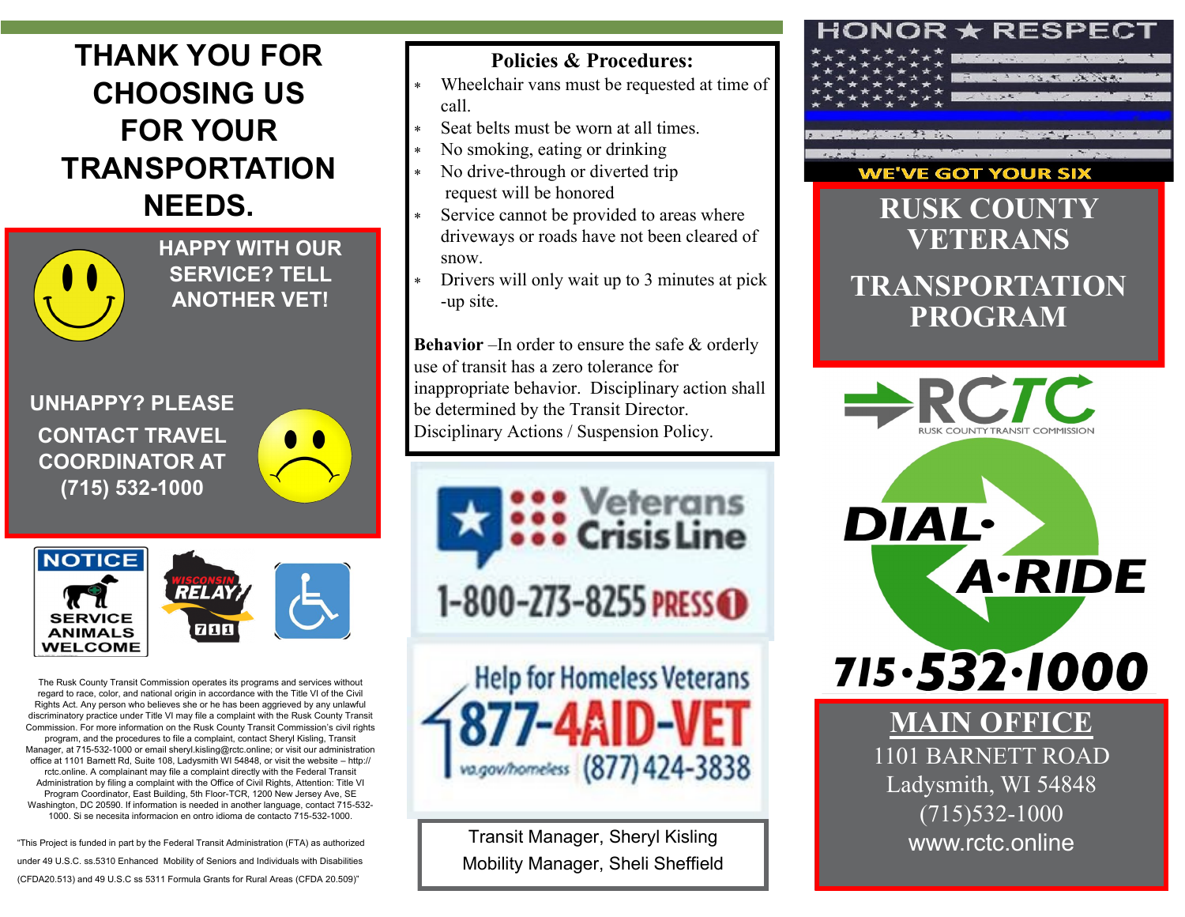# THANK YOU FOR CHOOSING US FOR YOUR TRANSPORTATION NEEDS.

**HAPPY WITH OUR SERVICE? TELL ANOTHER VET!**

**UNHAPPY? PLEASE CONTACT TRAVEL COORDINATOR AT (715) 532-1000**

NOTICE
SERVICE ANIMALS WELCOME

WISCONSIN RELAY 711

The Rusk County Transit Commission operates its programs and services without regard to race, color, and national origin in accordance with the Title VI of the Civil Rights Act. Any person who believes she or he has been aggrieved by any unlawful discriminatory practice under Title VI may file a complaint with the Rusk County Transit Commission. For more information on the Rusk County Transit Commission's civil rights program, and the procedures to file a complaint, contact Sheryl Kisling, Transit Manager, at 715-532-1000 or email sheryl.kisling@rctc.online; or visit our administration office at 1101 Barnett Rd, Suite 108, Ladysmith WI 54848, or visit the website – http://rctc.online. A complainant may file a complaint directly with the Federal Transit Administration by filing a complaint with the Office of Civil Rights, Attention: Title VI Program Coordinator, East Building, 5th Floor-TCR, 1200 New Jersey Ave, SE Washington, DC 20590. If information is needed in another language, contact 715-532-1000. Si se necesita informacion en ontro idioma de contacto 715-532-1000.

"This Project is funded in part by the Federal Transit Administration (FTA) as authorized under 49 U.S.C. ss.5310 Enhanced Mobility of Seniors and Individuals with Disabilities (CFDA20.513) and 49 U.S.C ss 5311 Formula Grants for Rural Areas (CFDA 20.509)"

## Policies & Procedures:

- Wheelchair vans must be requested at time of call.
- Seat belts must be worn at all times.
- No smoking, eating or drinking
- No drive-through or diverted trip request will be honored
- Service cannot be provided to areas where driveways or roads have not been cleared of snow.
- Drivers will only wait up to 3 minutes at pick-up site.

**Behavior** –In order to ensure the safe & orderly use of transit has a zero tolerance for inappropriate behavior. Disciplinary action shall be determined by the Transit Director. Disciplinary Actions / Suspension Policy.

**Veterans Crisis Line**
1-800-273-8255 PRESS 1

**Help for Homeless Veterans**
877-4AID-VET
va.gov/homeless (877) 424-3838

Transit Manager, Sheryl Kisling
Mobility Manager, Sheli Sheffield

HONOR ★ RESPECT
WE'VE GOT YOUR SIX

# RUSK COUNTY VETERANS TRANSPORTATION PROGRAM

RCTC
RUSK COUNTY TRANSIT COMMISSION

DIAL·A·RIDE
715·532·1000

## MAIN OFFICE

1101 BARNETT ROAD
Ladysmith, WI 54848
(715)532-1000
www.rctc.online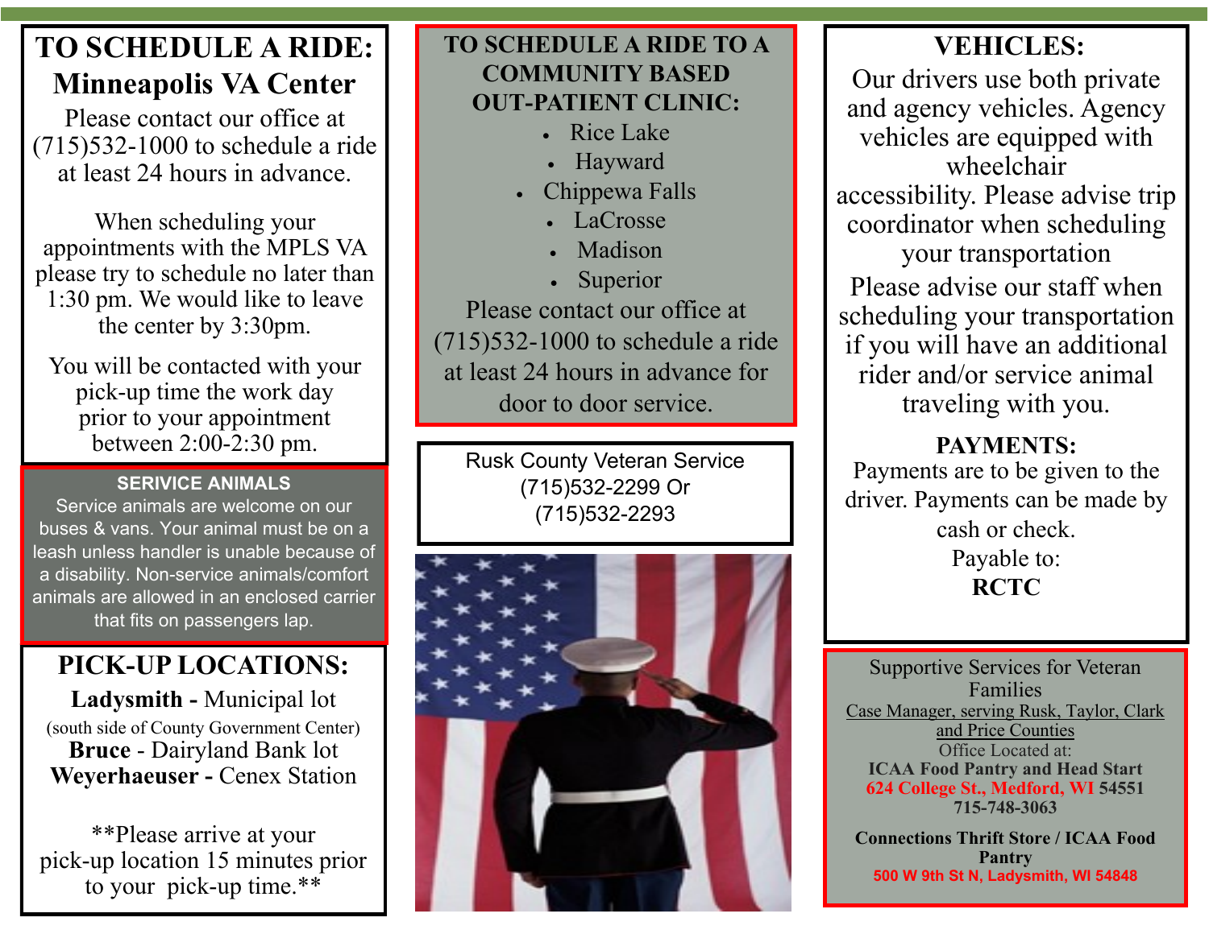# TO SCHEDULE A RIDE: Minneapolis VA Center

Please contact our office at (715)532-1000 to schedule a ride at least 24 hours in advance.

When scheduling your appointments with the MPLS VA please try to schedule no later than 1:30 pm. We would like to leave the center by 3:30pm.

You will be contacted with your pick-up time the work day prior to your appointment between 2:00-2:30 pm.

**SERICE ANIMALS**

Service animals are welcome on our buses & vans. Your animal must be on a leash unless handler is unable because of a disability. Non-service animals/comfort animals are allowed in an enclosed carrier that fits on passengers lap.

# PICK-UP LOCATIONS:

**Ladysmith -** Municipal lot
(south side of County Government Center)
**Bruce** - Dairyland Bank lot
**Weyerhaeuser -** Cenex Station

**Please arrive at your pick-up location 15 minutes prior to your pick-up time.**

## TO SCHEDULE A RIDE TO A COMMUNITY BASED OUT-PATIENT CLINIC:

- Rice Lake
- Hayward
- Chippewa Falls
- LaCrosse
- Madison
- Superior

Please contact our office at (715)532-1000 to schedule a ride at least 24 hours in advance for door to door service.

Rusk County Veteran Service
(715)532-2299 Or
(715)532-2293

# VEHICLES:

Our drivers use both private and agency vehicles. Agency vehicles are equipped with wheelchair accessibility. Please advise trip coordinator when scheduling your transportation

Please advise our staff when scheduling your transportation if you will have an additional rider and/or service animal traveling with you.

**PAYMENTS:**

Payments are to be given to the driver. Payments can be made by cash or check.
Payable to:
**RCTC**

Supportive Services for Veteran Families
Case Manager, serving Rusk, Taylor, Clark and Price Counties
Office Located at:
**ICAA Food Pantry and Head Start**
**624 College St., Medford, WI 54551**
**715-748-3063**

**Connections Thrift Store / ICAA Food Pantry**
**500 W 9th St N, Ladysmith, WI 54848**